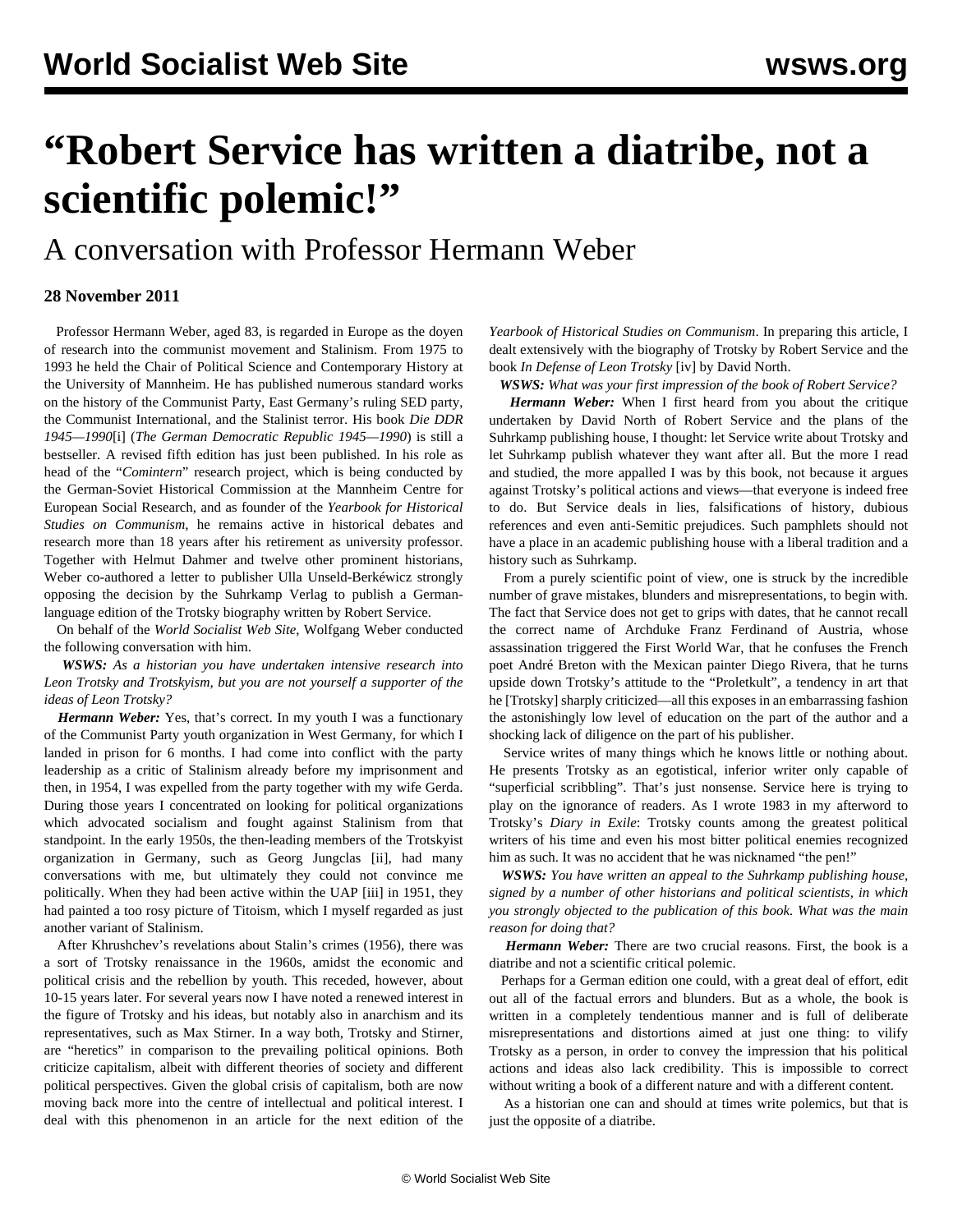# "Robert Service has written a diatribe, not a scientific polemic!"

## A conversation with Professor Hermann Weber

**28 November 2011**

Professor Hermann Weber, aged 83, is regarded in Europe as the doyen of research into the communist movement and Stalinism. From 1975 to 1993 he held the Chair of Political Science and Contemporary History at the University of Mannheim. He has published numerous standard works on the history of the Communist Party, East Germany's ruling SED party, the Communist International, and the Stalinist terror. His book *Die DDR 1945—1990*[i] (*The German Democratic Republic 1945—1990*) is still a bestseller. A revised fifth edition has just been published. In his role as head of the "*Comintern*" research project, which is being conducted by the German-Soviet Historical Commission at the Mannheim Centre for European Social Research, and as founder of the *Yearbook for Historical Studies on Communism*, he remains active in historical debates and research more than 18 years after his retirement as university professor. Together with Helmut Dahmer and twelve other prominent historians, Weber co-authored a letter to publisher Ulla Unseld-Berkéwicz strongly opposing the decision by the Suhrkamp Verlag to publish a German-language edition of the Trotsky biography written by Robert Service.

On behalf of the *World Socialist Web Site*, Wolfgang Weber conducted the following conversation with him.

***WSWS:** As a historian you have undertaken intensive research into Leon Trotsky and Trotskyism, but you are not yourself a supporter of the ideas of Leon Trotsky?*

***Hermann Weber:*** Yes, that's correct. In my youth I was a functionary of the Communist Party youth organization in West Germany, for which I landed in prison for 6 months. I had come into conflict with the party leadership as a critic of Stalinism already before my imprisonment and then, in 1954, I was expelled from the party together with my wife Gerda. During those years I concentrated on looking for political organizations which advocated socialism and fought against Stalinism from that standpoint. In the early 1950s, the then-leading members of the Trotskyist organization in Germany, such as Georg Jungclas [ii], had many conversations with me, but ultimately they could not convince me politically. When they had been active within the UAP [iii] in 1951, they had painted a too rosy picture of Titoism, which I myself regarded as just another variant of Stalinism.

After Khrushchev's revelations about Stalin's crimes (1956), there was a sort of Trotsky renaissance in the 1960s, amidst the economic and political crisis and the rebellion by youth. This receded, however, about 10-15 years later. For several years now I have noted a renewed interest in the figure of Trotsky and his ideas, but notably also in anarchism and its representatives, such as Max Stirner. In a way both, Trotsky and Stirner, are "heretics" in comparison to the prevailing political opinions. Both criticize capitalism, albeit with different theories of society and different political perspectives. Given the global crisis of capitalism, both are now moving back more into the centre of intellectual and political interest. I deal with this phenomenon in an article for the next edition of the *Yearbook of Historical Studies on Communism*. In preparing this article, I dealt extensively with the biography of Trotsky by Robert Service and the book *In Defense of Leon Trotsky* [iv] by David North.

***WSWS:** What was your first impression of the book of Robert Service?*

***Hermann Weber:*** When I first heard from you about the critique undertaken by David North of Robert Service and the plans of the Suhrkamp publishing house, I thought: let Service write about Trotsky and let Suhrkamp publish whatever they want after all. But the more I read and studied, the more appalled I was by this book, not because it argues against Trotsky's political actions and views—that everyone is indeed free to do. But Service deals in lies, falsifications of history, dubious references and even anti-Semitic prejudices. Such pamphlets should not have a place in an academic publishing house with a liberal tradition and a history such as Suhrkamp.

From a purely scientific point of view, one is struck by the incredible number of grave mistakes, blunders and misrepresentations, to begin with. The fact that Service does not get to grips with dates, that he cannot recall the correct name of Archduke Franz Ferdinand of Austria, whose assassination triggered the First World War, that he confuses the French poet André Breton with the Mexican painter Diego Rivera, that he turns upside down Trotsky's attitude to the "Proletkult", a tendency in art that he [Trotsky] sharply criticized—all this exposes in an embarrassing fashion the astonishingly low level of education on the part of the author and a shocking lack of diligence on the part of his publisher.

Service writes of many things which he knows little or nothing about. He presents Trotsky as an egotistical, inferior writer only capable of "superficial scribbling". That's just nonsense. Service here is trying to play on the ignorance of readers. As I wrote 1983 in my afterword to Trotsky's *Diary in Exile*: Trotsky counts among the greatest political writers of his time and even his most bitter political enemies recognized him as such. It was no accident that he was nicknamed "the pen!"

***WSWS:** You have written an appeal to the Suhrkamp publishing house, signed by a number of other historians and political scientists, in which you strongly objected to the publication of this book. What was the main reason for doing that?*

***Hermann Weber:*** There are two crucial reasons. First, the book is a diatribe and not a scientific critical polemic.

Perhaps for a German edition one could, with a great deal of effort, edit out all of the factual errors and blunders. But as a whole, the book is written in a completely tendentious manner and is full of deliberate misrepresentations and distortions aimed at just one thing: to vilify Trotsky as a person, in order to convey the impression that his political actions and ideas also lack credibility. This is impossible to correct without writing a book of a different nature and with a different content.

As a historian one can and should at times write polemics, but that is just the opposite of a diatribe.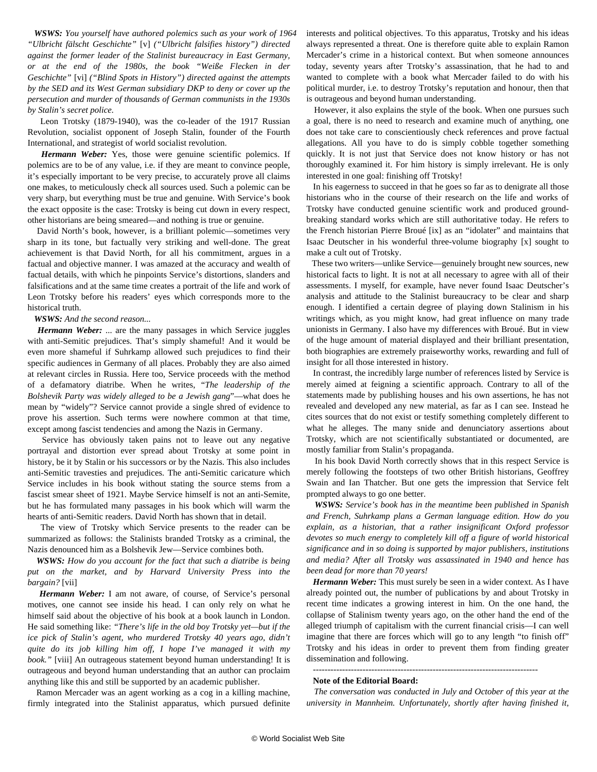***WSWS:*** *You yourself have authored polemics such as your work of 1964 "Ulbricht fälscht Geschichte"* [v] *("Ulbricht falsifies history") directed against the former leader of the Stalinist bureaucracy in East Germany, or at the end of the 1980s, the book "Weiße Flecken in der Geschichte"* [vi] *("Blind Spots in History") directed against the attempts by the SED and its West German subsidiary DKP to deny or cover up the persecution and murder of thousands of German communists in the 1930s by Stalin's secret police.*

Leon Trotsky (1879-1940), was the co-leader of the 1917 Russian Revolution, socialist opponent of Joseph Stalin, founder of the Fourth International, and strategist of world socialist revolution.

***Hermann Weber:*** Yes, those were genuine scientific polemics. If polemics are to be of any value, i.e. if they are meant to convince people, it's especially important to be very precise, to accurately prove all claims one makes, to meticulously check all sources used. Such a polemic can be very sharp, but everything must be true and genuine. With Service's book the exact opposite is the case: Trotsky is being cut down in every respect, other historians are being smeared—and nothing is true or genuine.

David North's book, however, is a brilliant polemic—sometimes very sharp in its tone, but factually very striking and well-done. The great achievement is that David North, for all his commitment, argues in a factual and objective manner. I was amazed at the accuracy and wealth of factual details, with which he pinpoints Service's distortions, slanders and falsifications and at the same time creates a portrait of the life and work of Leon Trotsky before his readers' eyes which corresponds more to the historical truth.

***WSWS:*** *And the second reason...*

***Hermann Weber:*** ... are the many passages in which Service juggles with anti-Semitic prejudices. That's simply shameful! And it would be even more shameful if Suhrkamp allowed such prejudices to find their specific audiences in Germany of all places. Probably they are also aimed at relevant circles in Russia. Here too, Service proceeds with the method of a defamatory diatribe. When he writes, "*The leadership of the Bolshevik Party was widely alleged to be a Jewish gang*"—what does he mean by "widely"? Service cannot provide a single shred of evidence to prove his assertion. Such terms were nowhere common at that time, except among fascist tendencies and among the Nazis in Germany.

Service has obviously taken pains not to leave out any negative portrayal and distortion ever spread about Trotsky at some point in history, be it by Stalin or his successors or by the Nazis. This also includes anti-Semitic travesties and prejudices. The anti-Semitic caricature which Service includes in his book without stating the source stems from a fascist smear sheet of 1921. Maybe Service himself is not an anti-Semite, but he has formulated many passages in his book which will warm the hearts of anti-Semitic readers. David North has shown that in detail.

The view of Trotsky which Service presents to the reader can be summarized as follows: the Stalinists branded Trotsky as a criminal, the Nazis denounced him as a Bolshevik Jew—Service combines both.

***WSWS:*** *How do you account for the fact that such a diatribe is being put on the market, and by Harvard University Press into the bargain?* [vii]

***Hermann Weber:*** I am not aware, of course, of Service's personal motives, one cannot see inside his head. I can only rely on what he himself said about the objective of his book at a book launch in London. He said something like: *"There's life in the old boy Trotsky yet—but if the ice pick of Stalin's agent, who murdered Trotsky 40 years ago, didn't quite do its job killing him off, I hope I've managed it with my book."* [viii] An outrageous statement beyond human understanding! It is outrageous and beyond human understanding that an author can proclaim anything like this and still be supported by an academic publisher.

Ramon Mercader was an agent working as a cog in a killing machine, firmly integrated into the Stalinist apparatus, which pursued definite interests and political objectives. To this apparatus, Trotsky and his ideas always represented a threat. One is therefore quite able to explain Ramon Mercader's crime in a historical context. But when someone announces today, seventy years after Trotsky's assassination, that he had to and wanted to complete with a book what Mercader failed to do with his political murder, i.e. to destroy Trotsky's reputation and honour, then that is outrageous and beyond human understanding.

However, it also explains the style of the book. When one pursues such a goal, there is no need to research and examine much of anything, one does not take care to conscientiously check references and prove factual allegations. All you have to do is simply cobble together something quickly. It is not just that Service does not know history or has not thoroughly examined it. For him history is simply irrelevant. He is only interested in one goal: finishing off Trotsky!

In his eagerness to succeed in that he goes so far as to denigrate all those historians who in the course of their research on the life and works of Trotsky have conducted genuine scientific work and produced ground-breaking standard works which are still authoritative today. He refers to the French historian Pierre Broué [ix] as an "idolater" and maintains that Isaac Deutscher in his wonderful three-volume biography [x] sought to make a cult out of Trotsky.

These two writers—unlike Service—genuinely brought new sources, new historical facts to light. It is not at all necessary to agree with all of their assessments. I myself, for example, have never found Isaac Deutscher's analysis and attitude to the Stalinist bureaucracy to be clear and sharp enough. I identified a certain degree of playing down Stalinism in his writings which, as you might know, had great influence on many trade unionists in Germany. I also have my differences with Broué. But in view of the huge amount of material displayed and their brilliant presentation, both biographies are extremely praiseworthy works, rewarding and full of insight for all those interested in history.

In contrast, the incredibly large number of references listed by Service is merely aimed at feigning a scientific approach. Contrary to all of the statements made by publishing houses and his own assertions, he has not revealed and developed any new material, as far as I can see. Instead he cites sources that do not exist or testify something completely different to what he alleges. The many snide and denunciatory assertions about Trotsky, which are not scientifically substantiated or documented, are mostly familiar from Stalin's propaganda.

In his book David North correctly shows that in this respect Service is merely following the footsteps of two other British historians, Geoffrey Swain and Ian Thatcher. But one gets the impression that Service felt prompted always to go one better.

***WSWS:*** *Service's book has in the meantime been published in Spanish and French, Suhrkamp plans a German language edition. How do you explain, as a historian, that a rather insignificant Oxford professor devotes so much energy to completely kill off a figure of world historical significance and in so doing is supported by major publishers, institutions and media? After all Trotsky was assassinated in 1940 and hence has been dead for more than 70 years!*

***Hermann Weber:*** This must surely be seen in a wider context. As I have already pointed out, the number of publications by and about Trotsky in recent time indicates a growing interest in him. On the one hand, the collapse of Stalinism twenty years ago, on the other hand the end of the alleged triumph of capitalism with the current financial crisis—I can well imagine that there are forces which will go to any length "to finish off" Trotsky and his ideas in order to prevent them from finding greater dissemination and following.

---

**Note of the Editorial Board:**

*The conversation was conducted in July and October of this year at the university in Mannheim. Unfortunately, shortly after having finished it,*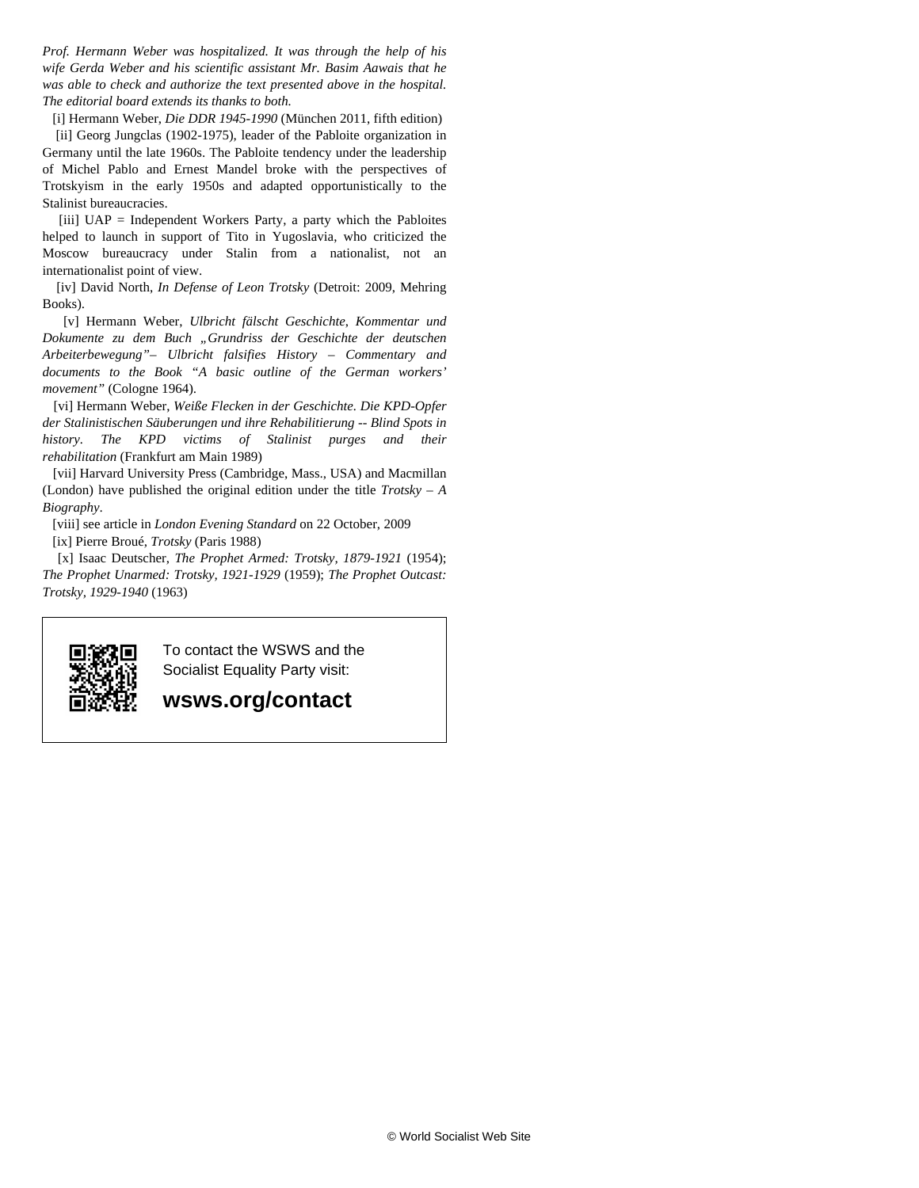*Prof. Hermann Weber was hospitalized. It was through the help of his wife Gerda Weber and his scientific assistant Mr. Basim Aawais that he was able to check and authorize the text presented above in the hospital. The editorial board extends its thanks to both.*

[i] Hermann Weber, *Die DDR 1945-1990* (München 2011, fifth edition)

[ii] Georg Jungclas (1902-1975), leader of the Pabloite organization in Germany until the late 1960s. The Pabloite tendency under the leadership of Michel Pablo and Ernest Mandel broke with the perspectives of Trotskyism in the early 1950s and adapted opportunistically to the Stalinist bureaucracies.

[iii] UAP = Independent Workers Party, a party which the Pabloites helped to launch in support of Tito in Yugoslavia, who criticized the Moscow bureaucracy under Stalin from a nationalist, not an internationalist point of view.

[iv] David North, *In Defense of Leon Trotsky* (Detroit: 2009, Mehring Books).

[v] Hermann Weber, *Ulbricht fälscht Geschichte, Kommentar und Dokumente zu dem Buch „Grundriss der Geschichte der deutschen Arbeiterbewegung"– Ulbricht falsifies History – Commentary and documents to the Book "A basic outline of the German workers' movement"* (Cologne 1964).

[vi] Hermann Weber, *Weiße Flecken in der Geschichte. Die KPD-Opfer der Stalinistischen Säuberungen und ihre Rehabilitierung -- Blind Spots in history. The KPD victims of Stalinist purges and their rehabilitation* (Frankfurt am Main 1989)

[vii] Harvard University Press (Cambridge, Mass., USA) and Macmillan (London) have published the original edition under the title *Trotsky – A Biography*.

[viii] see article in *London Evening Standard* on 22 October, 2009

[ix] Pierre Broué, *Trotsky* (Paris 1988)

[x] Isaac Deutscher, *The Prophet Armed: Trotsky, 1879-1921* (1954); *The Prophet Unarmed: Trotsky, 1921-1929* (1959); *The Prophet Outcast: Trotsky, 1929-1940* (1963)

To contact the WSWS and the Socialist Equality Party visit:

**wsws.org/contact**